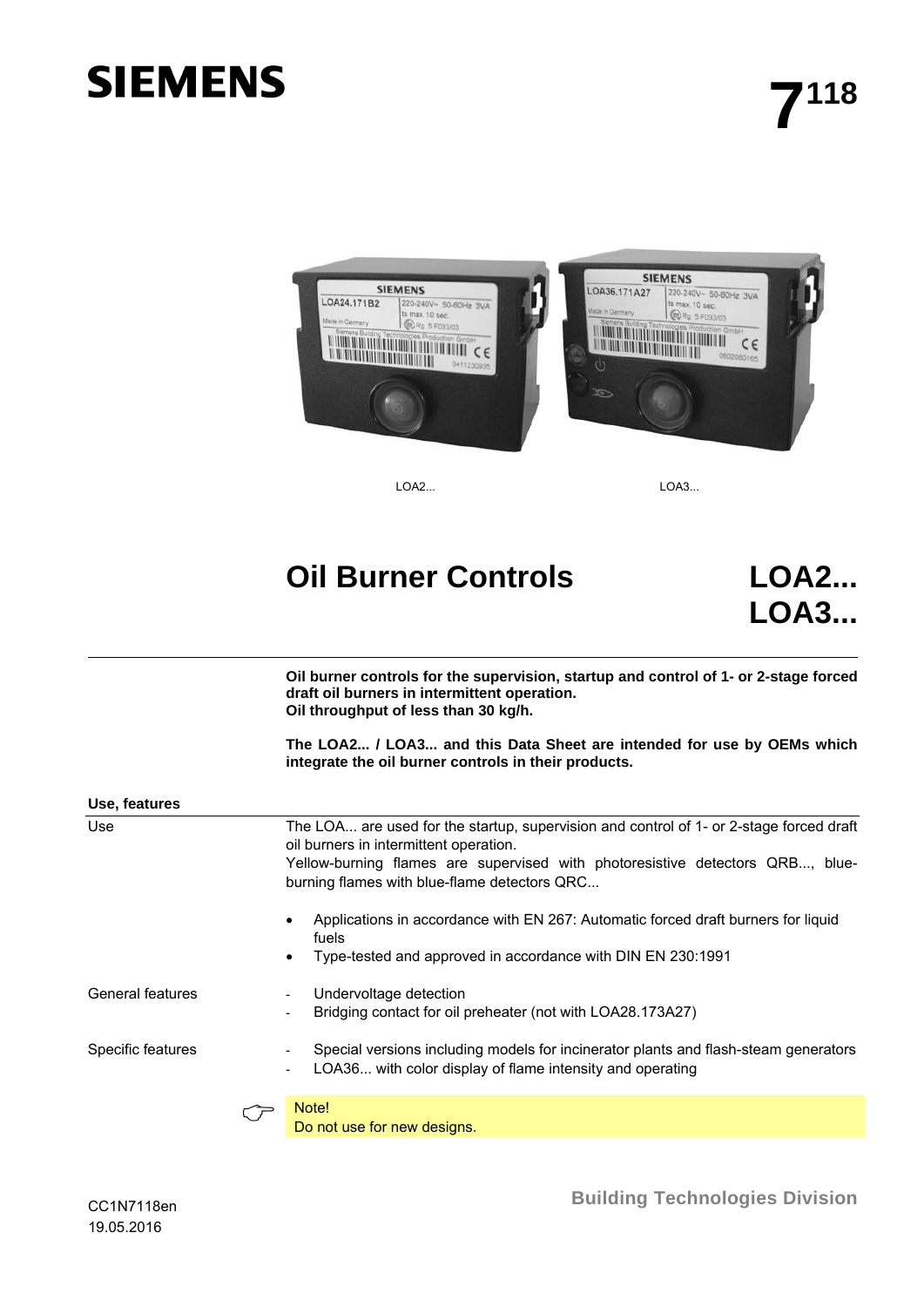# SIEMENS

**7118**

LOA2...

LOA3...

# Oil Burner Controls

# LOA2... LOA3...

**Oil burner controls for the supervision, startup and control of 1- or 2-stage forced draft oil burners in intermittent operation.**
**Oil throughput of less than 30 kg/h.**

**The LOA2... / LOA3... and this Data Sheet are intended for use by OEMs which integrate the oil burner controls in their products.**

## Use, features

**Use**

The LOA... are used for the startup, supervision and control of 1- or 2-stage forced draft oil burners in intermittent operation.
Yellow-burning flames are supervised with photoresistive detectors QRB..., blue-burning flames with blue-flame detectors QRC...

- Applications in accordance with EN 267: Automatic forced draft burners for liquid fuels
- Type-tested and approved in accordance with DIN EN 230:1991

**General features**

- Undervoltage detection
- Bridging contact for oil preheater (not with LOA28.173A27)

**Specific features**

- Special versions including models for incinerator plants and flash-steam generators
- LOA36... with color display of flame intensity and operating

Note!
Do not use for new designs.

CC1N7118en
19.05.2016

Building Technologies Division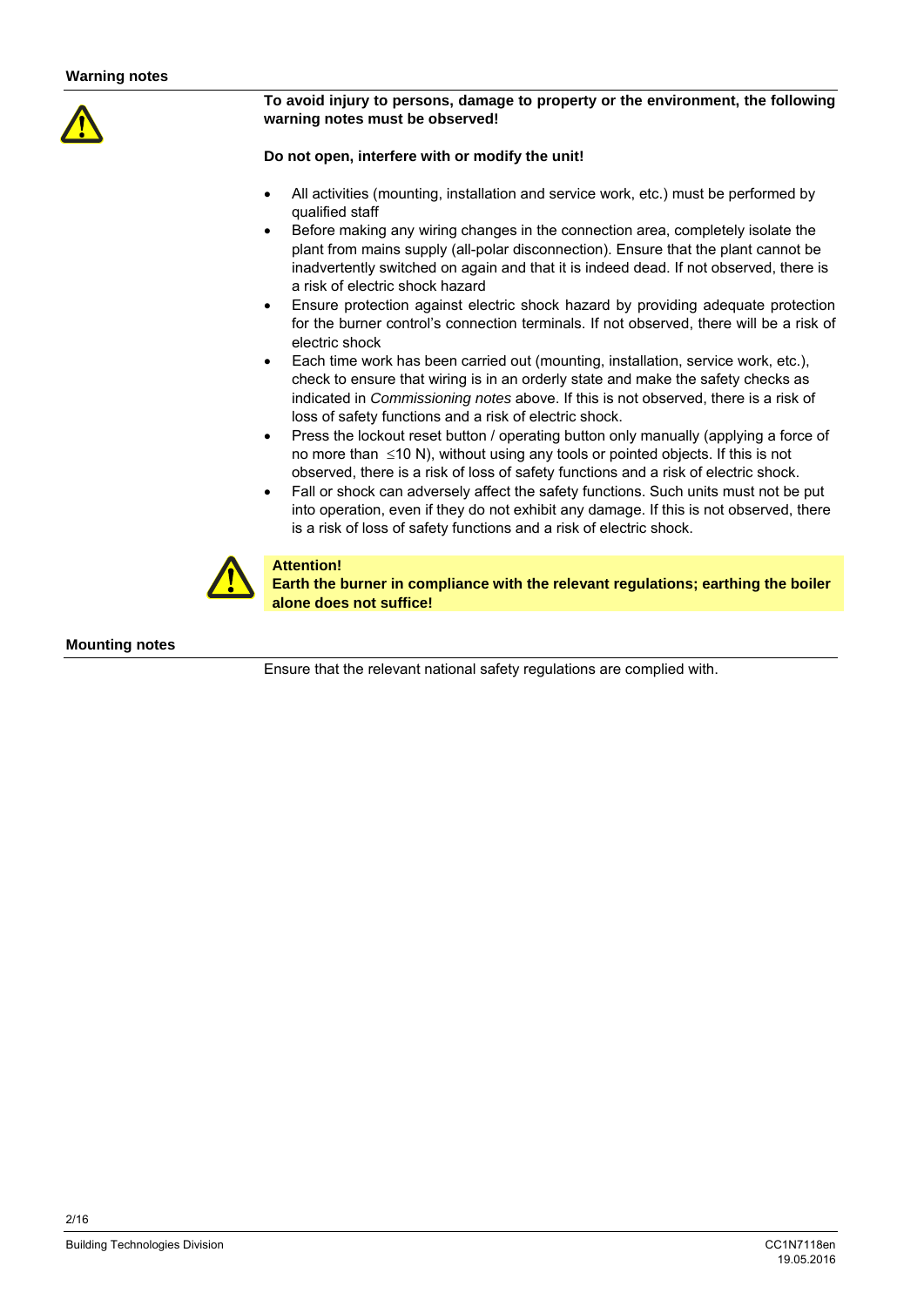## Warning notes

**To avoid injury to persons, damage to property or the environment, the following warning notes must be observed!**

**Do not open, interfere with or modify the unit!**

- All activities (mounting, installation and service work, etc.) must be performed by qualified staff
- Before making any wiring changes in the connection area, completely isolate the plant from mains supply (all-polar disconnection). Ensure that the plant cannot be inadvertently switched on again and that it is indeed dead. If not observed, there is a risk of electric shock hazard
- Ensure protection against electric shock hazard by providing adequate protection for the burner control's connection terminals. If not observed, there will be a risk of electric shock
- Each time work has been carried out (mounting, installation, service work, etc.), check to ensure that wiring is in an orderly state and make the safety checks as indicated in *Commissioning notes* above. If this is not observed, there is a risk of loss of safety functions and a risk of electric shock.
- Press the lockout reset button / operating button only manually (applying a force of no more than $\leq$10 N), without using any tools or pointed objects. If this is not observed, there is a risk of loss of safety functions and a risk of electric shock.
- Fall or shock can adversely affect the safety functions. Such units must not be put into operation, even if they do not exhibit any damage. If this is not observed, there is a risk of loss of safety functions and a risk of electric shock.

**Attention!**
**Earth the burner in compliance with the relevant regulations; earthing the boiler alone does not suffice!**

## Mounting notes

Ensure that the relevant national safety regulations are complied with.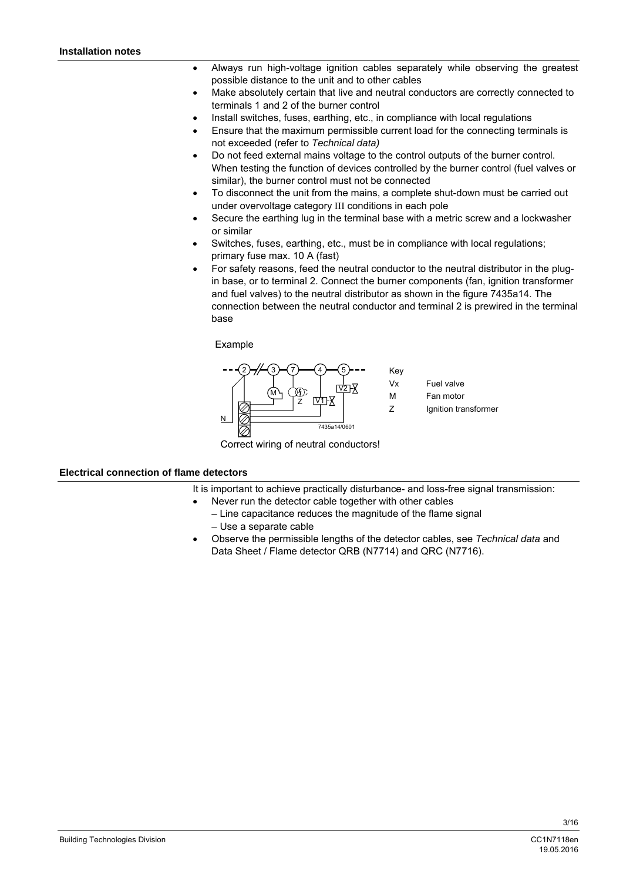## Installation notes

- Always run high-voltage ignition cables separately while observing the greatest possible distance to the unit and to other cables
- Make absolutely certain that live and neutral conductors are correctly connected to terminals 1 and 2 of the burner control
- Install switches, fuses, earthing, etc., in compliance with local regulations
- Ensure that the maximum permissible current load for the connecting terminals is not exceeded (refer to *Technical data)*
- Do not feed external mains voltage to the control outputs of the burner control. When testing the function of devices controlled by the burner control (fuel valves or similar), the burner control must not be connected
- To disconnect the unit from the mains, a complete shut-down must be carried out under overvoltage category III conditions in each pole
- Secure the earthing lug in the terminal base with a metric screw and a lockwasher or similar
- Switches, fuses, earthing, etc., must be in compliance with local regulations; primary fuse max. 10 A (fast)
- For safety reasons, feed the neutral conductor to the neutral distributor in the plug-in base, or to terminal 2. Connect the burner components (fan, ignition transformer and fuel valves) to the neutral distributor as shown in the figure 7435a14. The connection between the neutral conductor and terminal 2 is prewired in the terminal base

Example

| Key | |
|---|---|
| Vx | Fuel valve |
| M | Fan motor |
| Z | Ignition transformer |

7435a14/0601

Correct wiring of neutral conductors!

## Electrical connection of flame detectors

It is important to achieve practically disturbance- and loss-free signal transmission:

- Never run the detector cable together with other cables
  – Line capacitance reduces the magnitude of the flame signal
  – Use a separate cable
- Observe the permissible lengths of the detector cables, see *Technical data* and Data Sheet / Flame detector QRB (N7714) and QRC (N7716).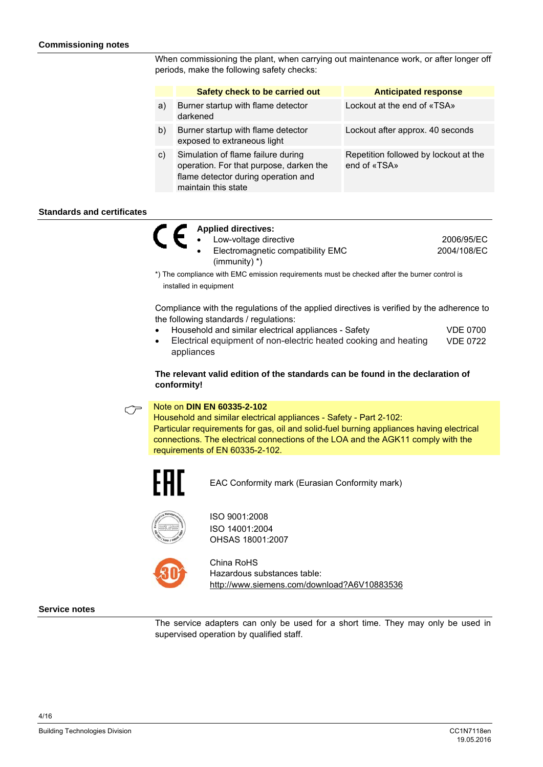## Commissioning notes

When commissioning the plant, when carrying out maintenance work, or after longer off periods, make the following safety checks:

| | Safety check to be carried out | Anticipated response |
|---|---|---|
| a) | Burner startup with flame detector darkened | Lockout at the end of «TSA» |
| b) | Burner startup with flame detector exposed to extraneous light | Lockout after approx. 40 seconds |
| c) | Simulation of flame failure during operation. For that purpose, darken the flame detector during operation and maintain this state | Repetition followed by lockout at the end of «TSA» |

## Standards and certificates

**Applied directives:**

- Low-voltage directive 2006/95/EC
- Electromagnetic compatibility EMC (immunity) *) 2004/108/EC

*) The compliance with EMC emission requirements must be checked after the burner control is installed in equipment

Compliance with the regulations of the applied directives is verified by the adherence to the following standards / regulations:

- Household and similar electrical appliances - Safety VDE 0700
- Electrical equipment of non-electric heated cooking and heating appliances VDE 0722

**The relevant valid edition of the standards can be found in the declaration of conformity!**

Note on **DIN EN 60335-2-102**
Household and similar electrical appliances - Safety - Part 2-102:
Particular requirements for gas, oil and solid-fuel burning appliances having electrical connections. The electrical connections of the LOA and the AGK11 comply with the requirements of EN 60335-2-102.

EAC Conformity mark (Eurasian Conformity mark)

ISO 9001:2008
ISO 14001:2004
OHSAS 18001:2007

China RoHS
Hazardous substances table:
http://www.siemens.com/download?A6V10883536

## Service notes

The service adapters can only be used for a short time. They may only be used in supervised operation by qualified staff.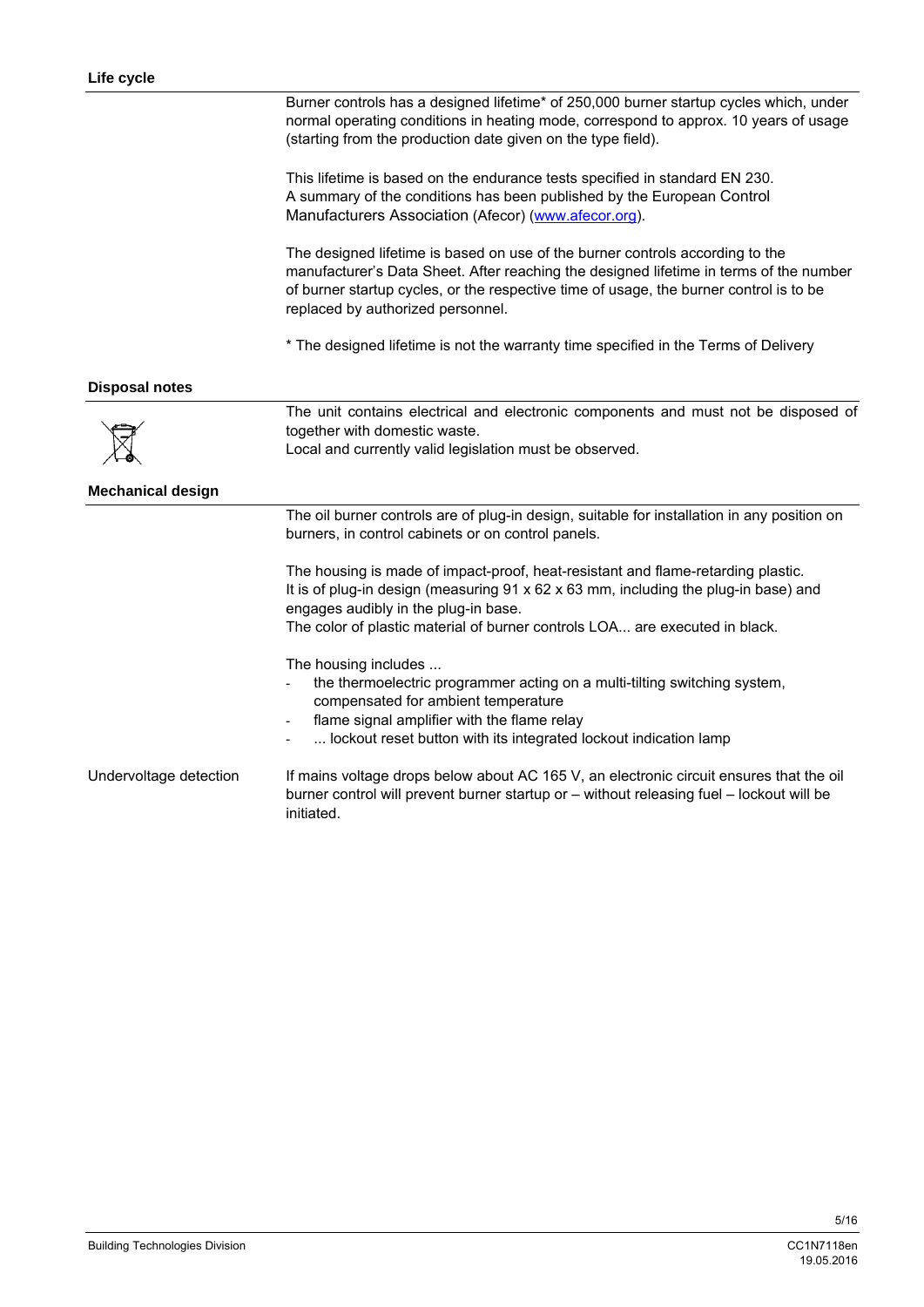## Life cycle

Burner controls has a designed lifetime* of 250,000 burner startup cycles which, under normal operating conditions in heating mode, correspond to approx. 10 years of usage (starting from the production date given on the type field).

This lifetime is based on the endurance tests specified in standard EN 230. A summary of the conditions has been published by the European Control Manufacturers Association (Afecor) (www.afecor.org).

The designed lifetime is based on use of the burner controls according to the manufacturer's Data Sheet. After reaching the designed lifetime in terms of the number of burner startup cycles, or the respective time of usage, the burner control is to be replaced by authorized personnel.

* The designed lifetime is not the warranty time specified in the Terms of Delivery

## Disposal notes

The unit contains electrical and electronic components and must not be disposed of together with domestic waste.
Local and currently valid legislation must be observed.

## Mechanical design

The oil burner controls are of plug-in design, suitable for installation in any position on burners, in control cabinets or on control panels.

The housing is made of impact-proof, heat-resistant and flame-retarding plastic.
It is of plug-in design (measuring 91 x 62 x 63 mm, including the plug-in base) and engages audibly in the plug-in base.
The color of plastic material of burner controls LOA... are executed in black.

The housing includes ...

- the thermoelectric programmer acting on a multi-tilting switching system, compensated for ambient temperature
- flame signal amplifier with the flame relay
- ... lockout reset button with its integrated lockout indication lamp

**Undervoltage detection**

If mains voltage drops below about AC 165 V, an electronic circuit ensures that the oil burner control will prevent burner startup or – without releasing fuel – lockout will be initiated.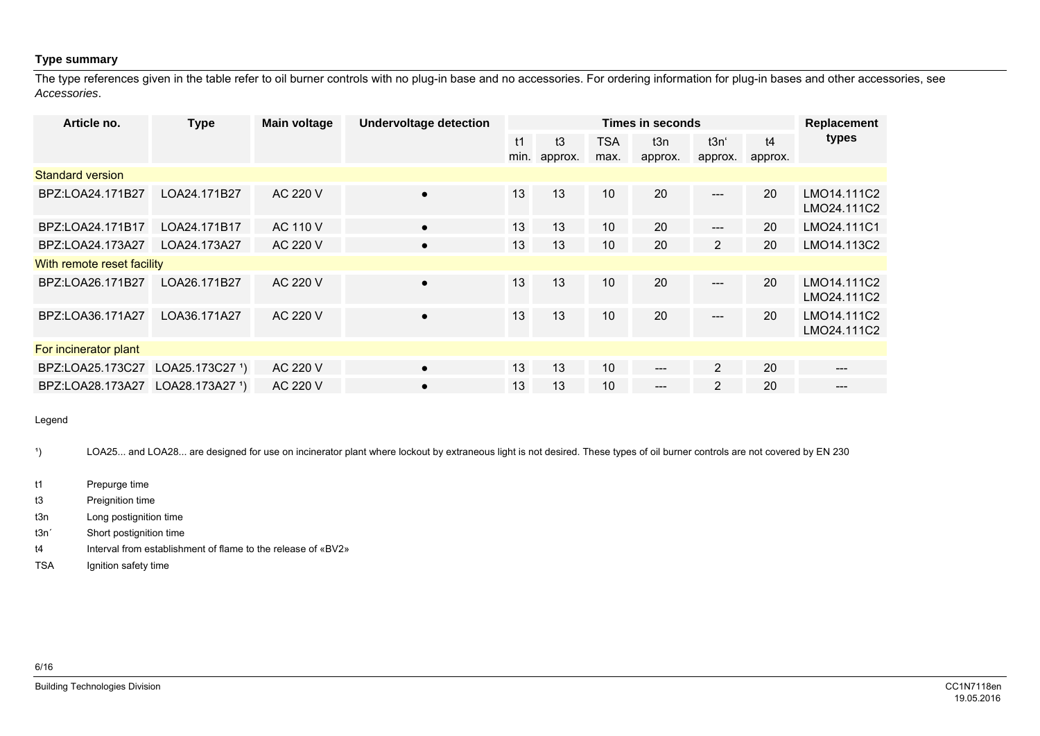## Type summary

The type references given in the table refer to oil burner controls with no plug-in base and no accessories. For ordering information for plug-in bases and other accessories, see *Accessories*.

| Article no. | Type | Main voltage | Undervoltage detection | Times in seconds | | | | | | Replacement types |
|---|---|---|---|---|---|---|---|---|---|---|
| | | | | t1 min. | t3 approx. | TSA max. | t3n approx. | t3n' approx. | t4 approx. | |
| **Standard version** | | | | | | | | | | |
| BPZ:LOA24.171B27 | LOA24.171B27 | AC 220 V | ● | 13 | 13 | 10 | 20 | --- | 20 | LMO14.111C2<br>LMO24.111C2 |
| BPZ:LOA24.171B17 | LOA24.171B17 | AC 110 V | ● | 13 | 13 | 10 | 20 | --- | 20 | LMO24.111C1 |
| BPZ:LOA24.173A27 | LOA24.173A27 | AC 220 V | ● | 13 | 13 | 10 | 20 | 2 | 20 | LMO14.113C2 |
| **With remote reset facility** | | | | | | | | | | |
| BPZ:LOA26.171B27 | LOA26.171B27 | AC 220 V | ● | 13 | 13 | 10 | 20 | --- | 20 | LMO14.111C2<br>LMO24.111C2 |
| BPZ:LOA36.171A27 | LOA36.171A27 | AC 220 V | ● | 13 | 13 | 10 | 20 | --- | 20 | LMO14.111C2<br>LMO24.111C2 |
| **For incinerator plant** | | | | | | | | | | |
| BPZ:LOA25.173C27 | LOA25.173C27 [1] | AC 220 V | ● | 13 | 13 | 10 | --- | 2 | 20 | --- |
| BPZ:LOA28.173A27 | LOA28.173A27 [1] | AC 220 V | ● | 13 | 13 | 10 | --- | 2 | 20 | --- |

Legend

[1] LOA25... and LOA28... are designed for use on incinerator plant where lockout by extraneous light is not desired. These types of oil burner controls are not covered by EN 230

- t1 Prepurge time
- t3 Preignition time
- t3n Long postignition time
- t3n´ Short postignition time
- t4 Interval from establishment of flame to the release of «BV2»
- TSA Ignition safety time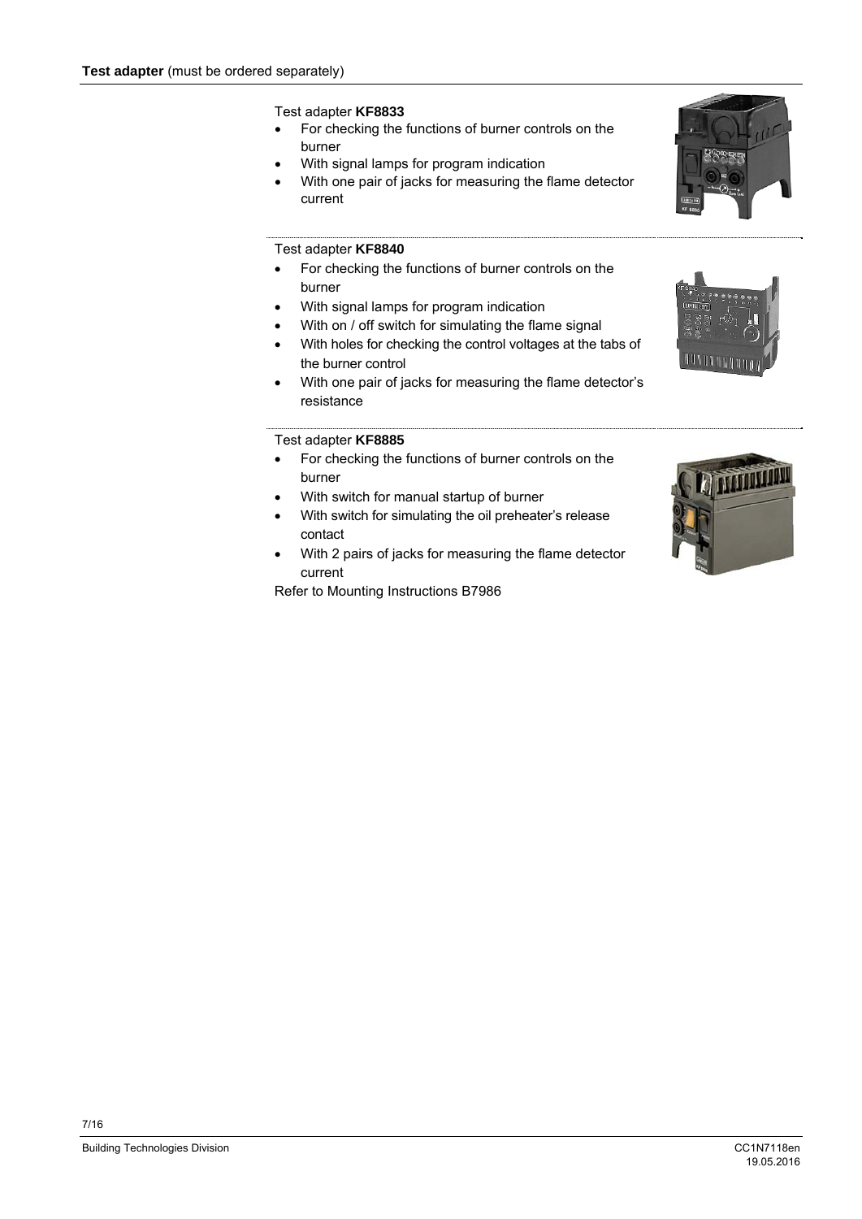**Test adapter** (must be ordered separately)

Test adapter **KF8833**

- For checking the functions of burner controls on the burner
- With signal lamps for program indication
- With one pair of jacks for measuring the flame detector current

Test adapter **KF8840**

- For checking the functions of burner controls on the burner
- With signal lamps for program indication
- With on / off switch for simulating the flame signal
- With holes for checking the control voltages at the tabs of the burner control
- With one pair of jacks for measuring the flame detector's resistance

Test adapter **KF8885**

- For checking the functions of burner controls on the burner
- With switch for manual startup of burner
- With switch for simulating the oil preheater's release contact
- With 2 pairs of jacks for measuring the flame detector current

Refer to Mounting Instructions B7986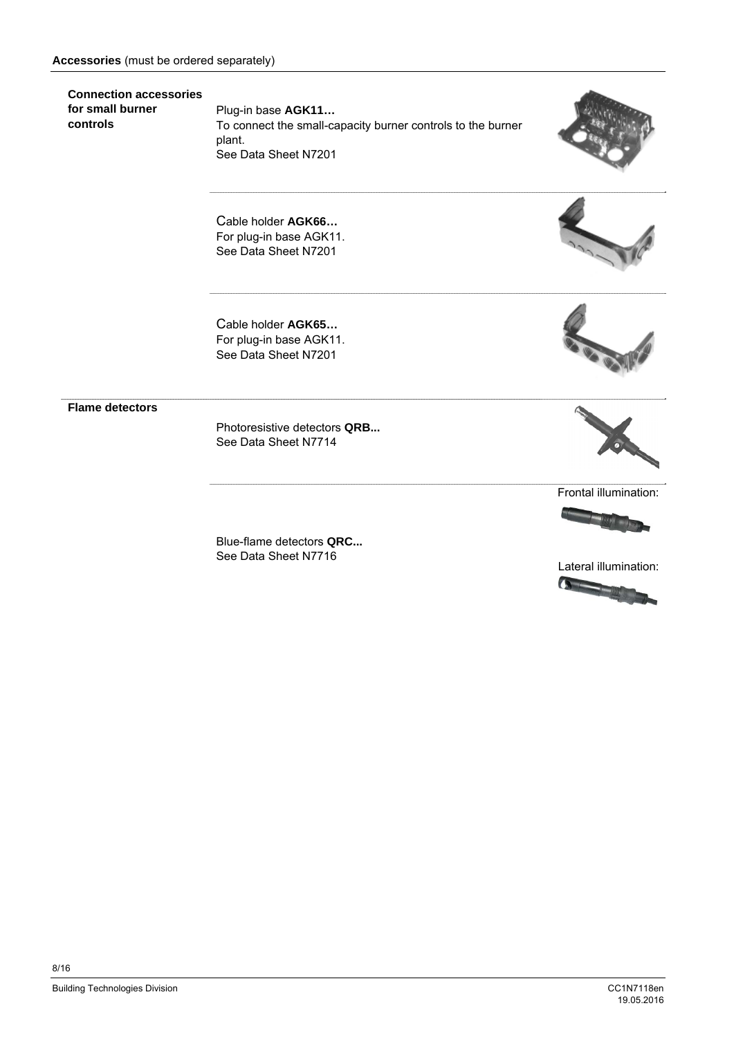**Accessories** (must be ordered separately)

**Connection accessories for small burner controls**

Plug-in base **AGK11…**
To connect the small-capacity burner controls to the burner plant.
See Data Sheet N7201

Cable holder **AGK66…**
For plug-in base AGK11.
See Data Sheet N7201

Cable holder **AGK65…**
For plug-in base AGK11.
See Data Sheet N7201

**Flame detectors**

Photoresistive detectors **QRB...**
See Data Sheet N7714

Blue-flame detectors **QRC...**
See Data Sheet N7716

Frontal illumination:

Lateral illumination: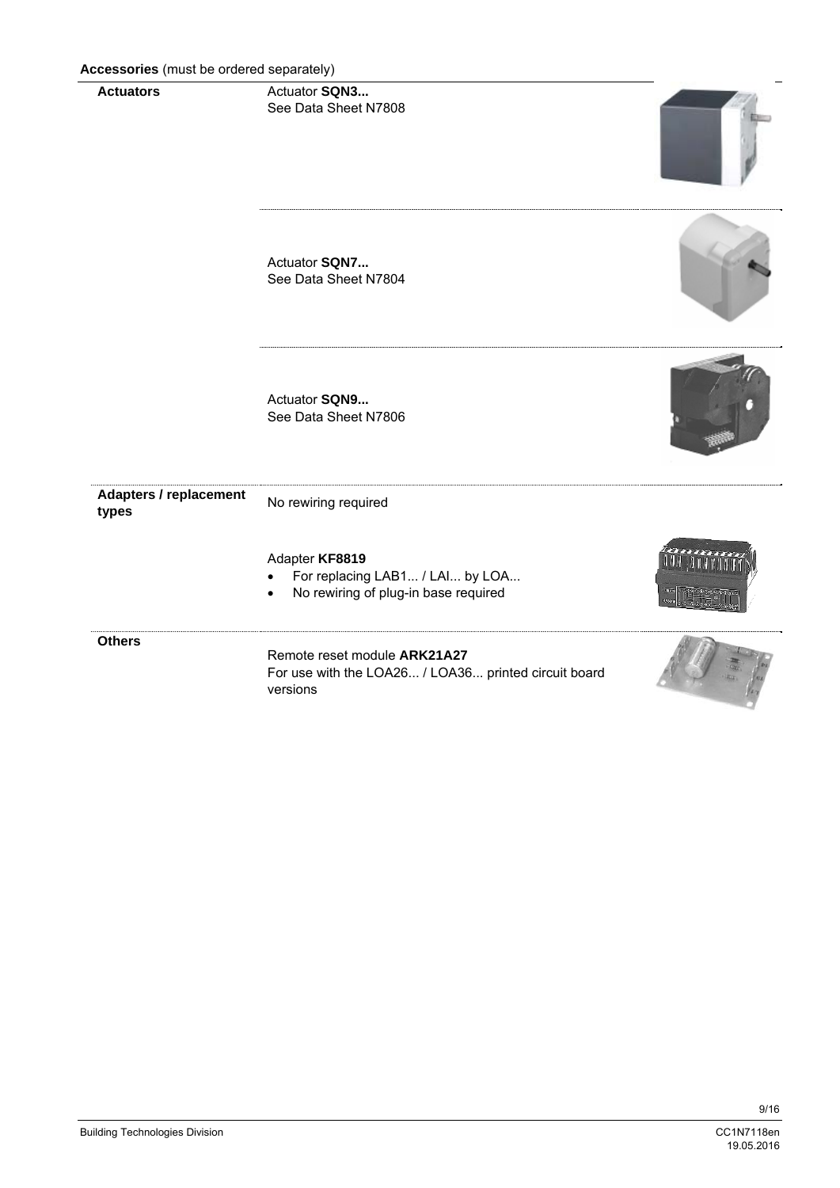**Accessories** (must be ordered separately)

| | |
|---|---|
| **Actuators** | Actuator **SQN3...**<br>See Data Sheet N7808 |
| | Actuator **SQN7...**<br>See Data Sheet N7804 |
| | Actuator **SQN9...**<br>See Data Sheet N7806 |
| **Adapters / replacement types** | No rewiring required |
| | Adapter **KF8819**<br>• For replacing LAB1... / LAI... by LOA...<br>• No rewiring of plug-in base required |
| **Others** | Remote reset module **ARK21A27**<br>For use with the LOA26... / LOA36... printed circuit board versions |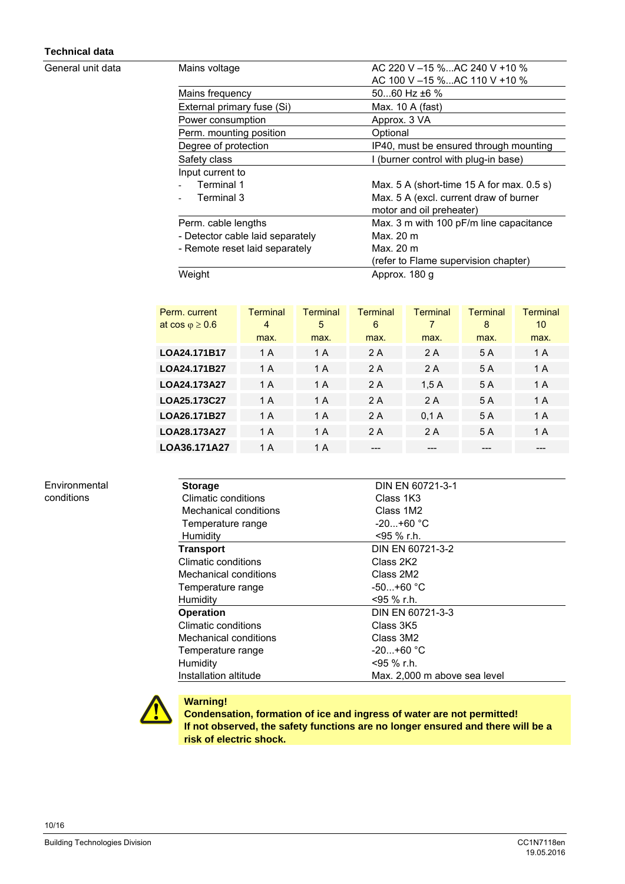## Technical data

**General unit data**

| Parameter | Value |
|---|---|
| Mains voltage | AC 220 V –15 %...AC 240 V +10 %<br>AC 100 V –15 %...AC 110 V +10 % |
| Mains frequency | 50...60 Hz ±6 % |
| External primary fuse (Si) | Max. 10 A (fast) |
| Power consumption | Approx. 3 VA |
| Perm. mounting position | Optional |
| Degree of protection | IP40, must be ensured through mounting |
| Safety class | I (burner control with plug-in base) |
| Input current to<br>- Terminal 1<br>- Terminal 3 | <br>Max. 5 A (short-time 15 A for max. 0.5 s)<br>Max. 5 A (excl. current draw of burner motor and oil preheater) |
| Perm. cable lengths<br>- Detector cable laid separately<br>- Remote reset laid separately | Max. 3 m with 100 pF/m line capacitance<br>Max. 20 m<br>Max. 20 m<br>(refer to Flame supervision chapter) |
| Weight | Approx. 180 g |

| Perm. current at cos φ ≥ 0.6 | Terminal 4 max. | Terminal 5 max. | Terminal 6 max. | Terminal 7 max. | Terminal 8 max. | Terminal 10 max. |
|---|---|---|---|---|---|---|
| **LOA24.171B17** | 1 A | 1 A | 2 A | 2 A | 5 A | 1 A |
| **LOA24.171B27** | 1 A | 1 A | 2 A | 2 A | 5 A | 1 A |
| **LOA24.173A27** | 1 A | 1 A | 2 A | 1,5 A | 5 A | 1 A |
| **LOA25.173C27** | 1 A | 1 A | 2 A | 2 A | 5 A | 1 A |
| **LOA26.171B27** | 1 A | 1 A | 2 A | 0,1 A | 5 A | 1 A |
| **LOA28.173A27** | 1 A | 1 A | 2 A | 2 A | 5 A | 1 A |
| **LOA36.171A27** | 1 A | 1 A | --- | --- | --- | --- |

**Environmental conditions**

| Parameter | Value |
|---|---|
| **Storage** | DIN EN 60721-3-1 |
| Climatic conditions | Class 1K3 |
| Mechanical conditions | Class 1M2 |
| Temperature range | -20...+60 °C |
| Humidity | <95 % r.h. |
| **Transport** | DIN EN 60721-3-2 |
| Climatic conditions | Class 2K2 |
| Mechanical conditions | Class 2M2 |
| Temperature range | -50...+60 °C |
| Humidity | <95 % r.h. |
| **Operation** | DIN EN 60721-3-3 |
| Climatic conditions | Class 3K5 |
| Mechanical conditions | Class 3M2 |
| Temperature range | -20...+60 °C |
| Humidity | <95 % r.h. |
| Installation altitude | Max. 2,000 m above sea level |

**Warning!**
**Condensation, formation of ice and ingress of water are not permitted!**
**If not observed, the safety functions are no longer ensured and there will be a risk of electric shock.**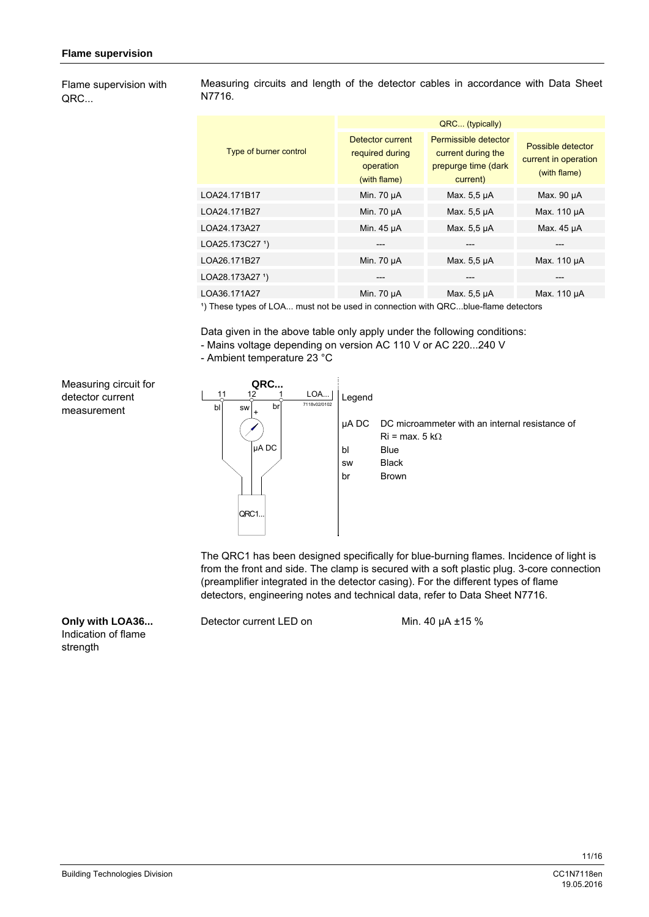## Flame supervision

**Flame supervision with QRC...**

Measuring circuits and length of the detector cables in accordance with Data Sheet N7716.

| Type of burner control | QRC... (typically) | | |
|---|---|---|---|
| | Detector current required during operation (with flame) | Permissible detector current during the prepurge time (dark current) | Possible detector current in operation (with flame) |
| LOA24.171B17 | Min. 70 µA | Max. 5,5 µA | Max. 90 µA |
| LOA24.171B27 | Min. 70 µA | Max. 5,5 µA | Max. 110 µA |
| LOA24.173A27 | Min. 45 µA | Max. 5,5 µA | Max. 45 µA |
| LOA25.173C27 [1]) | --- | --- | --- |
| LOA26.171B27 | Min. 70 µA | Max. 5,5 µA | Max. 110 µA |
| LOA28.173A27 [1]) | --- | --- | --- |
| LOA36.171A27 | Min. 70 µA | Max. 5,5 µA | Max. 110 µA |

[1]) These types of LOA... must not be used in connection with QRC...blue-flame detectors

Data given in the above table only apply under the following conditions:
- Mains voltage depending on version AC 110 V or AC 220...240 V
- Ambient temperature 23 °C

**Measuring circuit for detector current measurement**

QRC...

11 12 1 LOA...

bl sw + br

µA DC

QRC1...

7118v02/0102

Legend

| | |
|---|---|
| µA DC | DC microammeter with an internal resistance of Ri = max. 5 kΩ |
| bl | Blue |
| sw | Black |
| br | Brown |

The QRC1 has been designed specifically for blue-burning flames. Incidence of light is from the front and side. The clamp is secured with a soft plastic plug. 3-core connection (preamplifier integrated in the detector casing). For the different types of flame detectors, engineering notes and technical data, refer to Data Sheet N7716.

**Only with LOA36...**
Indication of flame strength

Detector current LED on — Min. 40 µA ±15 %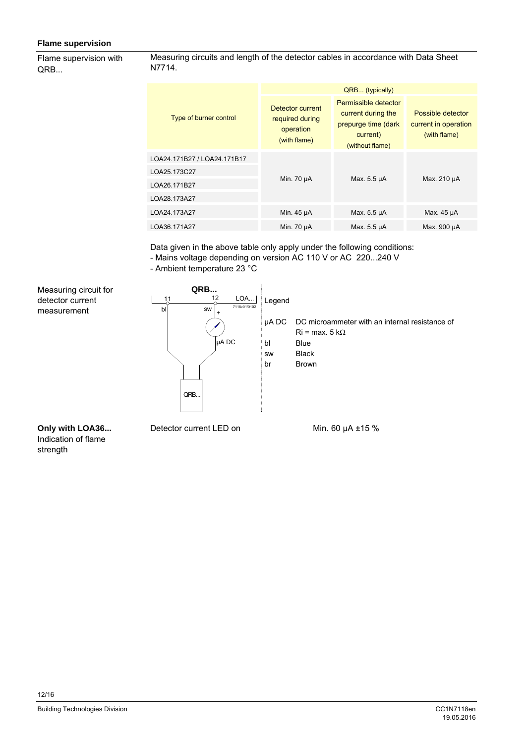## Flame supervision

**Flame supervision with QRB...**

Measuring circuits and length of the detector cables in accordance with Data Sheet N7714.

| Type of burner control | QRB... (typically) Detector current required during operation (with flame) | Permissible detector current during the prepurge time (dark current) (without flame) | Possible detector current in operation (with flame) |
|---|---|---|---|
| LOA24.171B27 / LOA24.171B17<br>LOA25.173C27<br>LOA26.171B27<br>LOA28.173A27 | Min. 70 µA | Max. 5.5 µA | Max. 210 µA |
| LOA24.173A27 | Min. 45 µA | Max. 5.5 µA | Max. 45 µA |
| LOA36.171A27 | Min. 70 µA | Max. 5.5 µA | Max. 900 µA |

Data given in the above table only apply under the following conditions:
- Mains voltage depending on version AC 110 V or AC 220...240 V
- Ambient temperature 23 °C

**Measuring circuit for detector current measurement**

QRB... — 11 (bl), 12 (sw, +), LOA..., µA DC, QRB...

7118v01/0102

Legend

| | |
|---|---|
| µA DC | DC microammeter with an internal resistance of Ri = max. 5 kΩ |
| bl | Blue |
| sw | Black |
| br | Brown |

**Only with LOA36...**
Indication of flame strength

Detector current LED on — Min. 60 µA ±15 %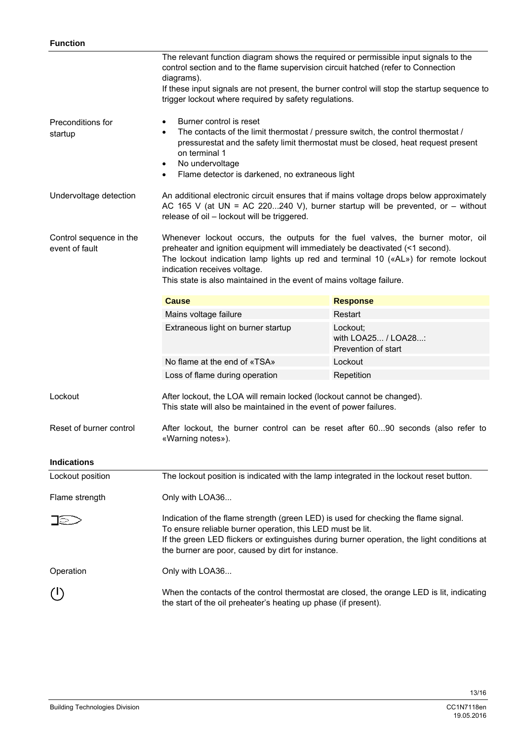## Function

The relevant function diagram shows the required or permissible input signals to the control section and to the flame supervision circuit hatched (refer to Connection diagrams).
If these input signals are not present, the burner control will stop the startup sequence to trigger lockout where required by safety regulations.

**Preconditions for startup**

- Burner control is reset
- The contacts of the limit thermostat / pressure switch, the control thermostat / pressurestat and the safety limit thermostat must be closed, heat request present on terminal 1
- No undervoltage
- Flame detector is darkened, no extraneous light

**Undervoltage detection**

An additional electronic circuit ensures that if mains voltage drops below approximately AC 165 V (at UN = AC 220...240 V), burner startup will be prevented, or – without release of oil – lockout will be triggered.

**Control sequence in the event of fault**

Whenever lockout occurs, the outputs for the fuel valves, the burner motor, oil preheater and ignition equipment will immediately be deactivated (<1 second).
The lockout indication lamp lights up red and terminal 10 («AL») for remote lockout indication receives voltage.
This state is also maintained in the event of mains voltage failure.

| Cause | Response |
|---|---|
| Mains voltage failure | Restart |
| Extraneous light on burner startup | Lockout;<br>with LOA25... / LOA28...:<br>Prevention of start |
| No flame at the end of «TSA» | Lockout |
| Loss of flame during operation | Repetition |

**Lockout**

After lockout, the LOA will remain locked (lockout cannot be changed).
This state will also be maintained in the event of power failures.

**Reset of burner control**

After lockout, the burner control can be reset after 60...90 seconds (also refer to «Warning notes»).

## Indications

**Lockout position**

The lockout position is indicated with the lamp integrated in the lockout reset button.

**Flame strength**

Only with LOA36...

Indication of the flame strength (green LED) is used for checking the flame signal.
To ensure reliable burner operation, this LED must be lit.
If the green LED flickers or extinguishes during burner operation, the light conditions at the burner are poor, caused by dirt for instance.

**Operation**

Only with LOA36...

When the contacts of the control thermostat are closed, the orange LED is lit, indicating the start of the oil preheater's heating up phase (if present).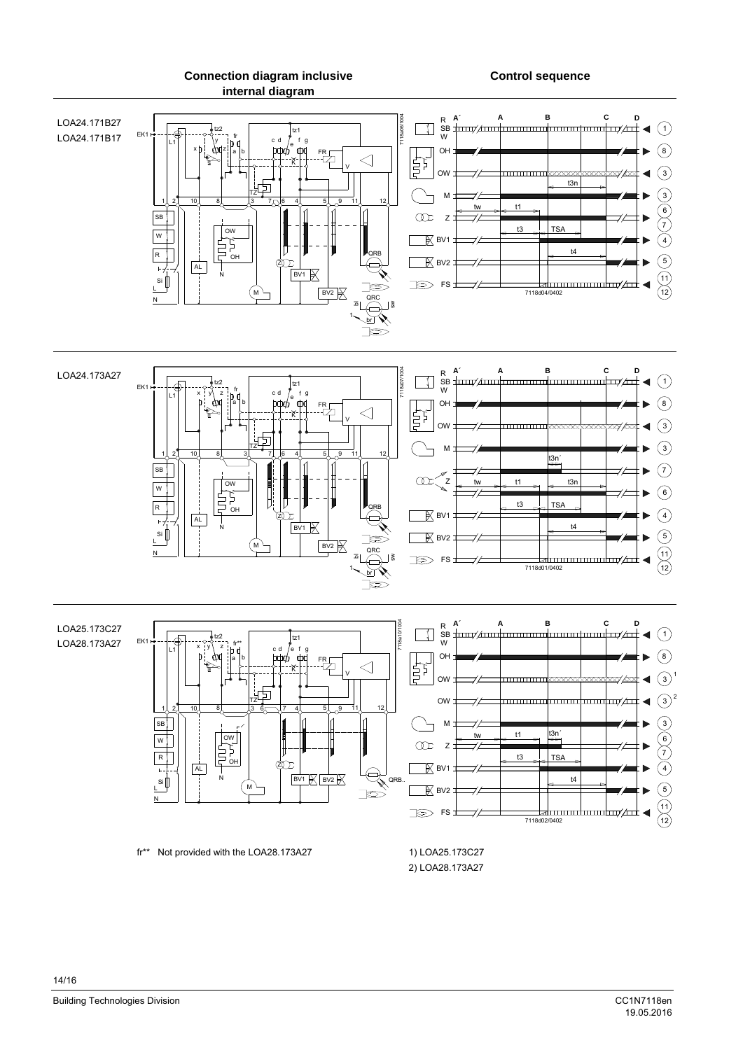**Connection diagram inclusive internal diagram**

**Control sequence**

LOA24.171B27
LOA24.171B17

LOA24.173A27

LOA25.173C27
LOA28.173A27

fr** Not provided with the LOA28.173A27

1) LOA25.173C27
2) LOA28.173A27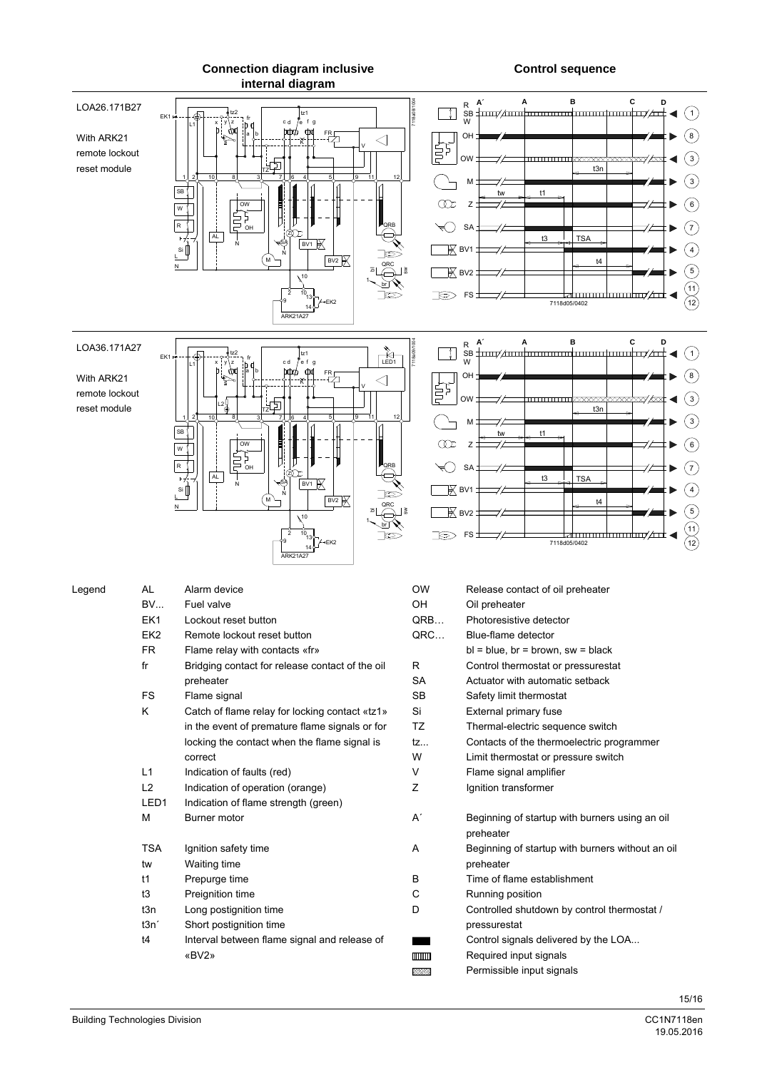## Connection diagram inclusive internal diagram

## Control sequence

LOA26.171B27

With ARK21 remote lockout reset module

LOA36.171A27

With ARK21 remote lockout reset module

Legend

| | | | |
|---|---|---|---|
| AL | Alarm device | OW | Release contact of oil preheater |
| BV... | Fuel valve | OH | Oil preheater |
| EK1 | Lockout reset button | QRB… | Photoresistive detector |
| EK2 | Remote lockout reset button | QRC… | Blue-flame detector |
| FR | Flame relay with contacts «fr» | | bl = blue, br = brown, sw = black |
| fr | Bridging contact for release contact of the oil preheater | R | Control thermostat or pressurestat |
| FS | Flame signal | SA | Actuator with automatic setback |
| K | Catch of flame relay for locking contact «tz1» in the event of premature flame signals or for locking the contact when the flame signal is correct | SB | Safety limit thermostat |
| | | Si | External primary fuse |
| | | TZ | Thermal-electric sequence switch |
| | | tz... | Contacts of the thermoelectric programmer |
| | | W | Limit thermostat or pressure switch |
| L1 | Indication of faults (red) | V | Flame signal amplifier |
| L2 | Indication of operation (orange) | Z | Ignition transformer |
| LED1 | Indication of flame strength (green) | | |
| M | Burner motor | A´ | Beginning of startup with burners using an oil preheater |
| TSA | Ignition safety time | A | Beginning of startup with burners without an oil preheater |
| tw | Waiting time | | |
| t1 | Prepurge time | B | Time of flame establishment |
| t3 | Preignition time | C | Running position |
| t3n | Long postignition time | D | Controlled shutdown by control thermostat / pressurestat |
| t3n´ | Short postignition time | | |
| t4 | Interval between flame signal and release of «BV2» | ▬ | Control signals delivered by the LOA... |
| | | ▥ | Required input signals |
| | | ▨ | Permissible input signals |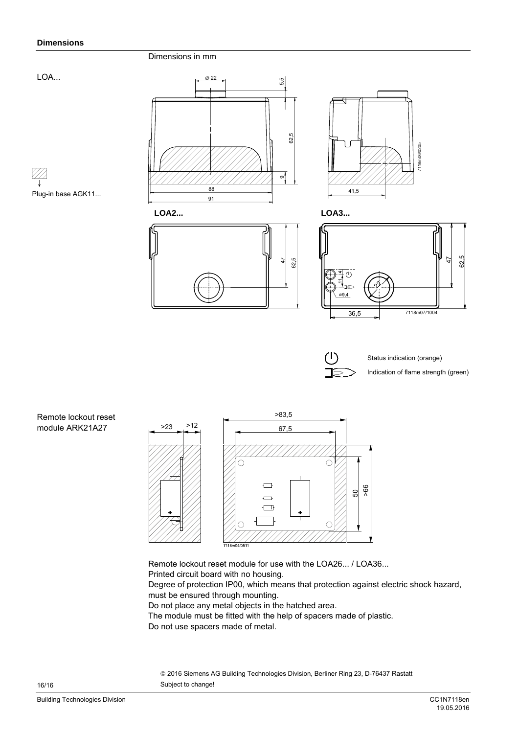## Dimensions

Dimensions in mm

LOA...

Plug-in base AGK11...

Ø 22

5,5

62,5

9

88

91

41,5

7118m06/0205

**LOA2...**

47

62,5

**LOA3...**

11,4

ø9,4

36,5

47

62,5

7118m07/1004

Status indication (orange)

Indication of flame strength (green)

Remote lockout reset module ARK21A27

>23

>12

>83,5

67,5

50

>66

7118m04/0511

Remote lockout reset module for use with the LOA26... / LOA36...
Printed circuit board with no housing.
Degree of protection IP00, which means that protection against electric shock hazard, must be ensured through mounting.
Do not place any metal objects in the hatched area.
The module must be fitted with the help of spacers made of plastic.
Do not use spacers made of metal.

© 2016 Siemens AG Building Technologies Division, Berliner Ring 23, D-76437 Rastatt
Subject to change!